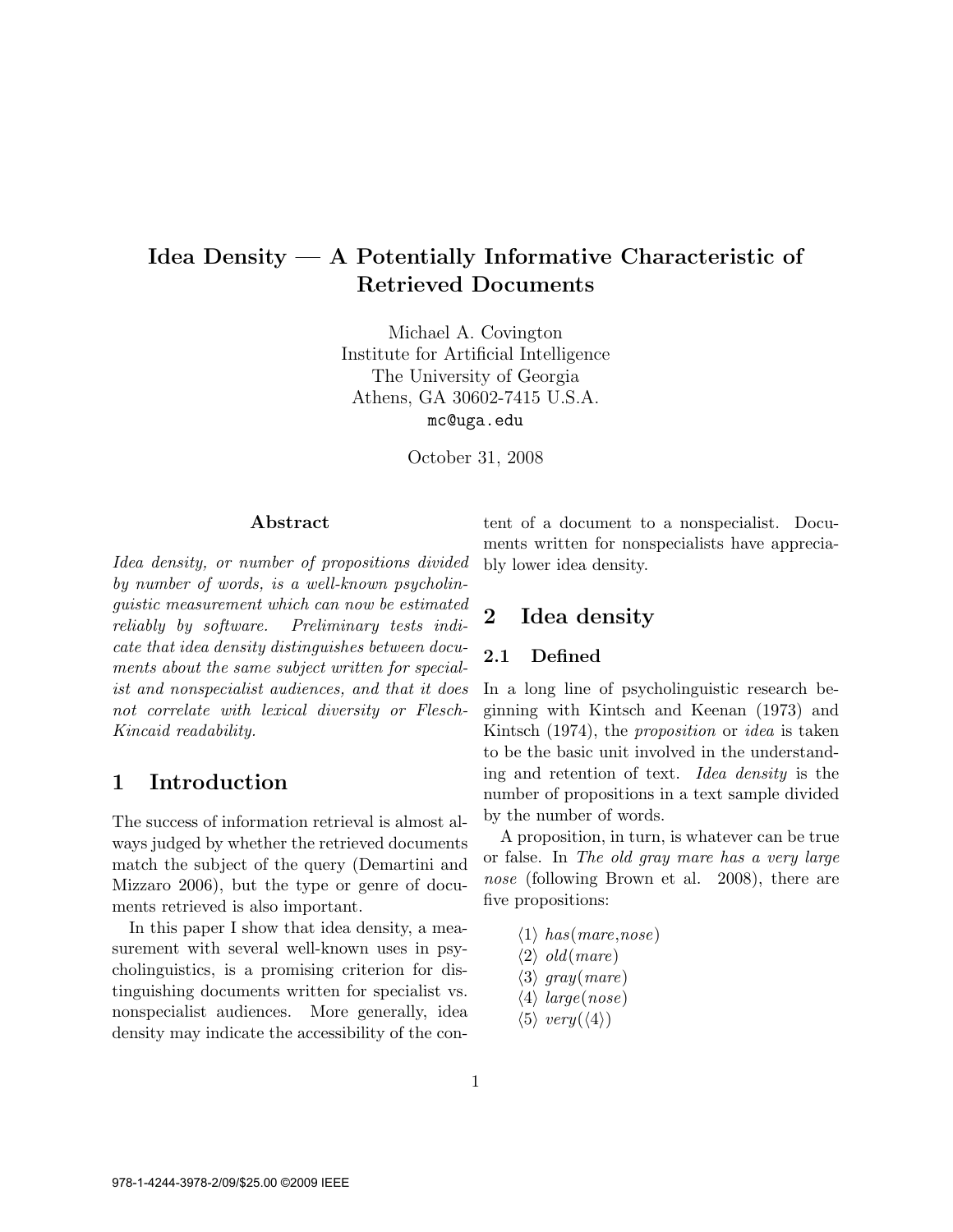# Idea Density — A Potentially Informative Characteristic of Retrieved Documents

Michael A. Covington
Institute for Artificial Intelligence
The University of Georgia
Athens, GA 30602-7415 U.S.A.
mc@uga.edu

October 31, 2008

### Abstract

*Idea density, or number of propositions divided by number of words, is a well-known psycholinguistic measurement which can now be estimated reliably by software. Preliminary tests indicate that idea density distinguishes between documents about the same subject written for specialist and nonspecialist audiences, and that it does not correlate with lexical diversity or Flesch-Kincaid readability.*

## 1 Introduction

The success of information retrieval is almost always judged by whether the retrieved documents match the subject of the query (Demartini and Mizzaro 2006), but the type or genre of documents retrieved is also important.

In this paper I show that idea density, a measurement with several well-known uses in psycholinguistics, is a promising criterion for distinguishing documents written for specialist vs. nonspecialist audiences. More generally, idea density may indicate the accessibility of the content of a document to a nonspecialist. Documents written for nonspecialists have appreciably lower idea density.

## 2 Idea density

### 2.1 Defined

In a long line of psycholinguistic research beginning with Kintsch and Keenan (1973) and Kintsch (1974), the *proposition* or *idea* is taken to be the basic unit involved in the understanding and retention of text. *Idea density* is the number of propositions in a text sample divided by the number of words.

A proposition, in turn, is whatever can be true or false. In *The old gray mare has a very large nose* (following Brown et al. 2008), there are five propositions:

$\langle 1 \rangle$ *has*(*mare*,*nose*)
$\langle 2 \rangle$ *old*(*mare*)
$\langle 3 \rangle$ *gray*(*mare*)
$\langle 4 \rangle$ *large*(*nose*)
$\langle 5 \rangle$ *very*($\langle 4 \rangle$)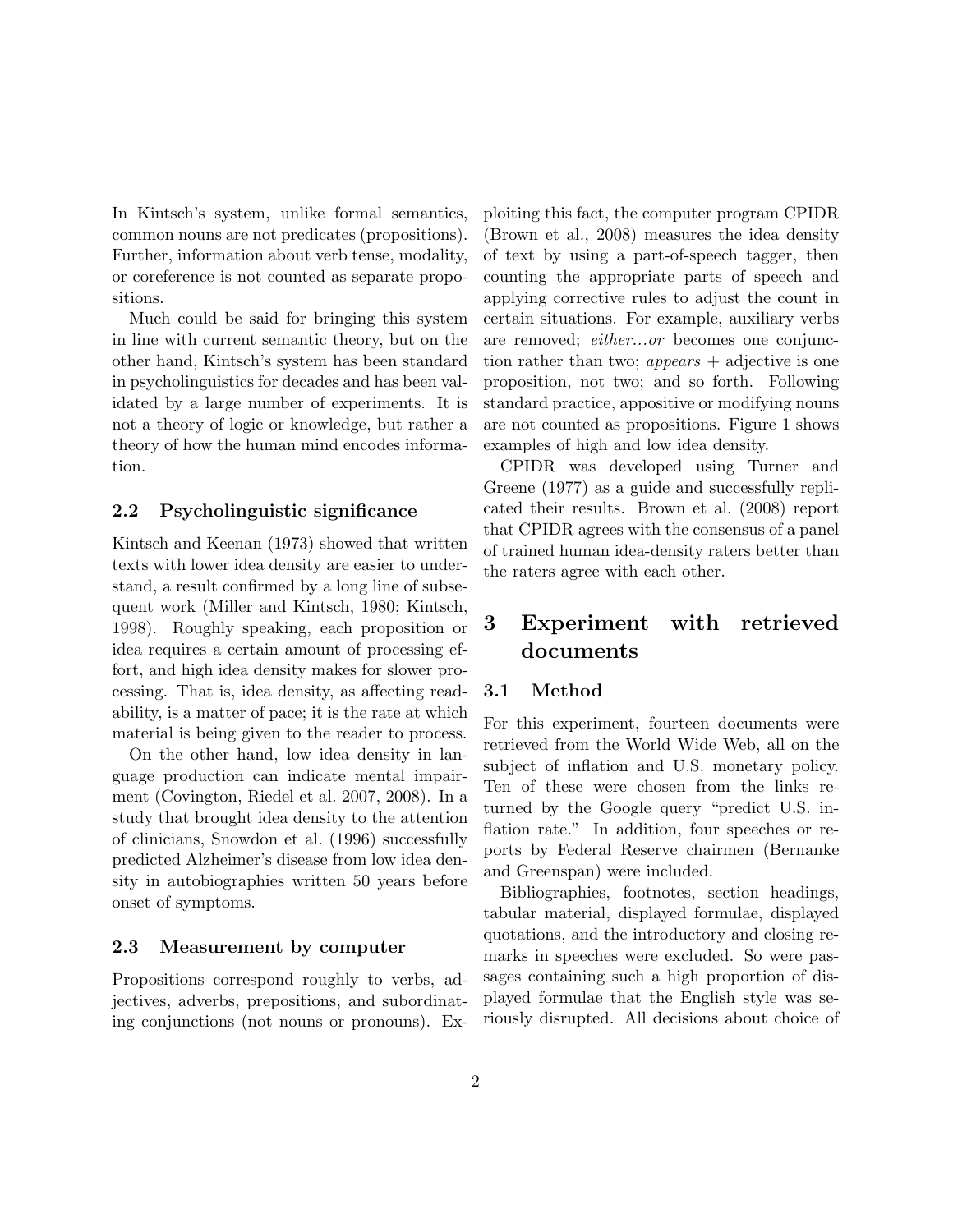In Kintsch's system, unlike formal semantics, common nouns are not predicates (propositions). Further, information about verb tense, modality, or coreference is not counted as separate propositions.

Much could be said for bringing this system in line with current semantic theory, but on the other hand, Kintsch's system has been standard in psycholinguistics for decades and has been validated by a large number of experiments. It is not a theory of logic or knowledge, but rather a theory of how the human mind encodes information.

### 2.2 Psycholinguistic significance

Kintsch and Keenan (1973) showed that written texts with lower idea density are easier to understand, a result confirmed by a long line of subsequent work (Miller and Kintsch, 1980; Kintsch, 1998). Roughly speaking, each proposition or idea requires a certain amount of processing effort, and high idea density makes for slower processing. That is, idea density, as affecting readability, is a matter of pace; it is the rate at which material is being given to the reader to process.

On the other hand, low idea density in language production can indicate mental impairment (Covington, Riedel et al. 2007, 2008). In a study that brought idea density to the attention of clinicians, Snowdon et al. (1996) successfully predicted Alzheimer's disease from low idea density in autobiographies written 50 years before onset of symptoms.

### 2.3 Measurement by computer

Propositions correspond roughly to verbs, adjectives, adverbs, prepositions, and subordinating conjunctions (not nouns or pronouns). Exploiting this fact, the computer program CPIDR (Brown et al., 2008) measures the idea density of text by using a part-of-speech tagger, then counting the appropriate parts of speech and applying corrective rules to adjust the count in certain situations. For example, auxiliary verbs are removed; *either...or* becomes one conjunction rather than two; *appears* + adjective is one proposition, not two; and so forth. Following standard practice, appositive or modifying nouns are not counted as propositions. Figure 1 shows examples of high and low idea density.

CPIDR was developed using Turner and Greene (1977) as a guide and successfully replicated their results. Brown et al. (2008) report that CPIDR agrees with the consensus of a panel of trained human idea-density raters better than the raters agree with each other.

## 3 Experiment with retrieved documents

### 3.1 Method

For this experiment, fourteen documents were retrieved from the World Wide Web, all on the subject of inflation and U.S. monetary policy. Ten of these were chosen from the links returned by the Google query "predict U.S. inflation rate." In addition, four speeches or reports by Federal Reserve chairmen (Bernanke and Greenspan) were included.

Bibliographies, footnotes, section headings, tabular material, displayed formulae, displayed quotations, and the introductory and closing remarks in speeches were excluded. So were passages containing such a high proportion of displayed formulae that the English style was seriously disrupted. All decisions about choice of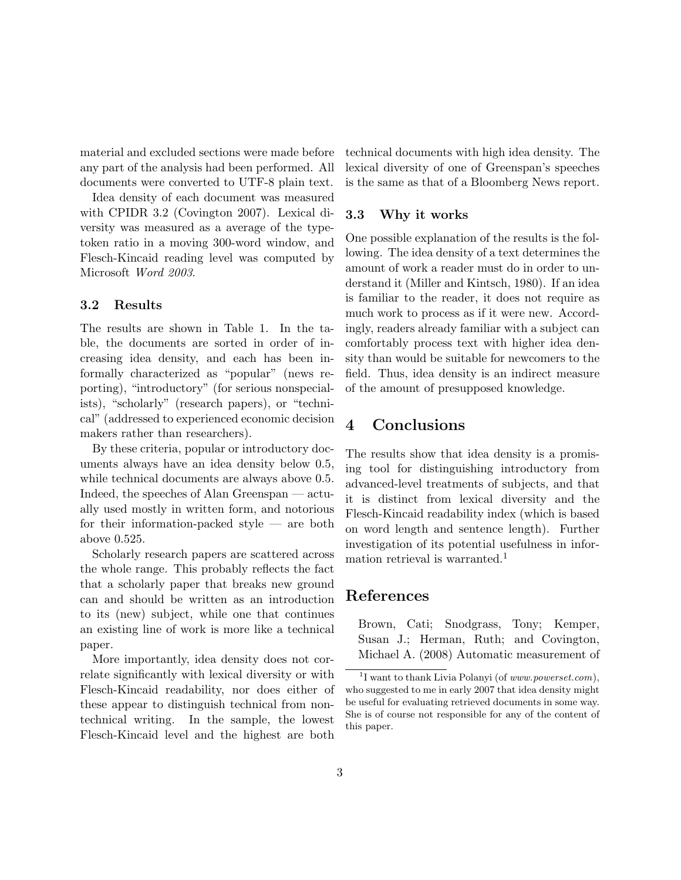material and excluded sections were made before any part of the analysis had been performed. All documents were converted to UTF-8 plain text.

Idea density of each document was measured with CPIDR 3.2 (Covington 2007). Lexical diversity was measured as a average of the type-token ratio in a moving 300-word window, and Flesch-Kincaid reading level was computed by Microsoft *Word 2003*.

### 3.2 Results

The results are shown in Table 1. In the table, the documents are sorted in order of increasing idea density, and each has been informally characterized as "popular" (news reporting), "introductory" (for serious nonspecialists), "scholarly" (research papers), or "technical" (addressed to experienced economic decision makers rather than researchers).

By these criteria, popular or introductory documents always have an idea density below 0.5, while technical documents are always above 0.5. Indeed, the speeches of Alan Greenspan — actually used mostly in written form, and notorious for their information-packed style — are both above 0.525.

Scholarly research papers are scattered across the whole range. This probably reflects the fact that a scholarly paper that breaks new ground can and should be written as an introduction to its (new) subject, while one that continues an existing line of work is more like a technical paper.

More importantly, idea density does not correlate significantly with lexical diversity or with Flesch-Kincaid readability, nor does either of these appear to distinguish technical from nontechnical writing. In the sample, the lowest Flesch-Kincaid level and the highest are both technical documents with high idea density. The lexical diversity of one of Greenspan's speeches is the same as that of a Bloomberg News report.

### 3.3 Why it works

One possible explanation of the results is the following. The idea density of a text determines the amount of work a reader must do in order to understand it (Miller and Kintsch, 1980). If an idea is familiar to the reader, it does not require as much work to process as if it were new. Accordingly, readers already familiar with a subject can comfortably process text with higher idea density than would be suitable for newcomers to the field. Thus, idea density is an indirect measure of the amount of presupposed knowledge.

## 4 Conclusions

The results show that idea density is a promising tool for distinguishing introductory from advanced-level treatments of subjects, and that it is distinct from lexical diversity and the Flesch-Kincaid readability index (which is based on word length and sentence length). Further investigation of its potential usefulness in information retrieval is warranted.[1]

## References

Brown, Cati; Snodgrass, Tony; Kemper, Susan J.; Herman, Ruth; and Covington, Michael A. (2008) Automatic measurement of

[1] I want to thank Livia Polanyi (of *www.powerset.com*), who suggested to me in early 2007 that idea density might be useful for evaluating retrieved documents in some way. She is of course not responsible for any of the content of this paper.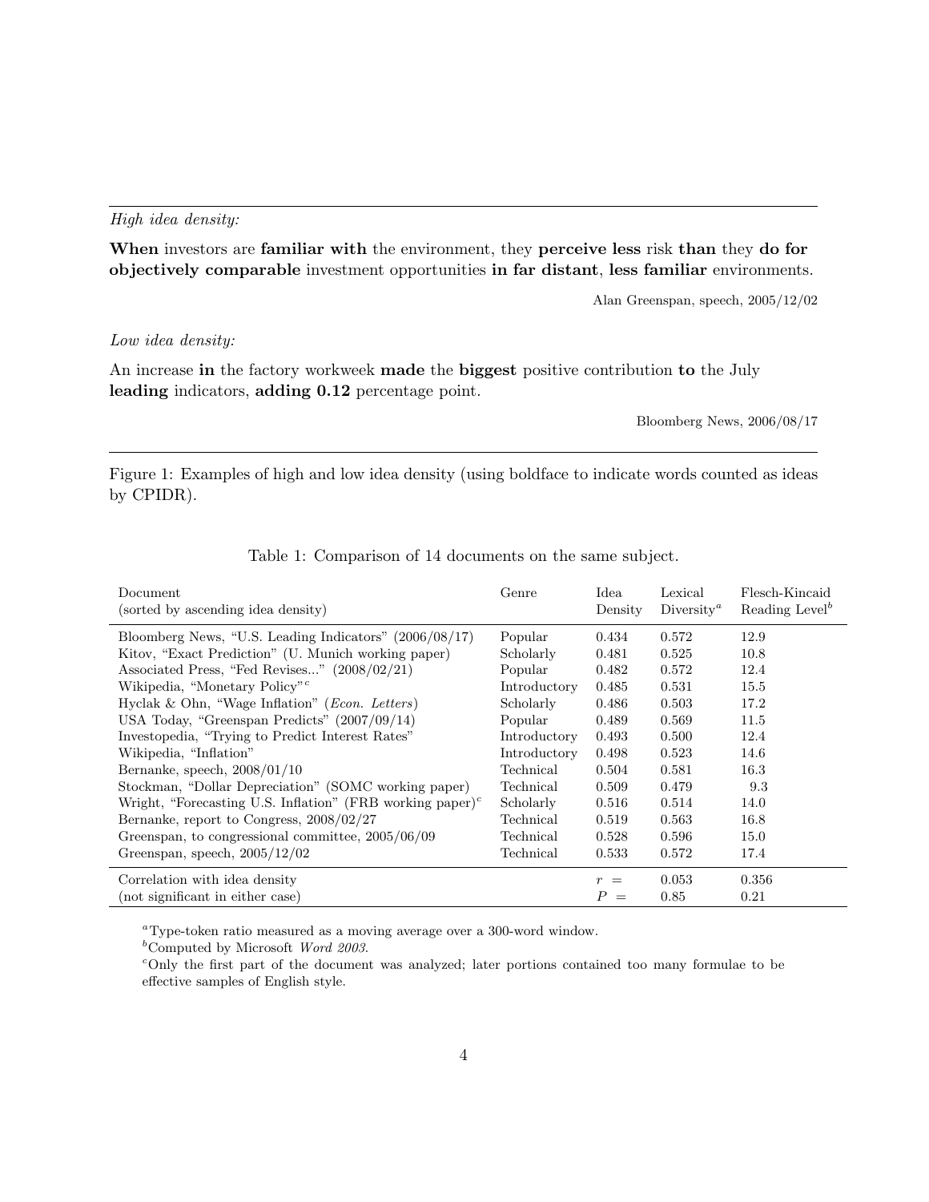*High idea density:*

**When** investors are **familiar with** the environment, they **perceive less** risk **than** they **do for objectively comparable** investment opportunities **in far distant**, **less familiar** environments.

Alan Greenspan, speech, 2005/12/02

*Low idea density:*

An increase **in** the factory workweek **made** the **biggest** positive contribution **to** the July **leading** indicators, **adding 0.12** percentage point.

Bloomberg News, 2006/08/17

Figure 1: Examples of high and low idea density (using boldface to indicate words counted as ideas by CPIDR).

Table 1: Comparison of 14 documents on the same subject.

| Document (sorted by ascending idea density) | Genre | Idea Density | Lexical Diversity[a] | Flesch-Kincaid Reading Level[b] |
|---|---|---|---|---|
| Bloomberg News, "U.S. Leading Indicators" (2006/08/17) | Popular | 0.434 | 0.572 | 12.9 |
| Kitov, "Exact Prediction" (U. Munich working paper) | Scholarly | 0.481 | 0.525 | 10.8 |
| Associated Press, "Fed Revises..." (2008/02/21) | Popular | 0.482 | 0.572 | 12.4 |
| Wikipedia, "Monetary Policy"[c] | Introductory | 0.485 | 0.531 | 15.5 |
| Hyclak & Ohn, "Wage Inflation" (*Econ. Letters*) | Scholarly | 0.486 | 0.503 | 17.2 |
| USA Today, "Greenspan Predicts" (2007/09/14) | Popular | 0.489 | 0.569 | 11.5 |
| Investopedia, "Trying to Predict Interest Rates" | Introductory | 0.493 | 0.500 | 12.4 |
| Wikipedia, "Inflation" | Introductory | 0.498 | 0.523 | 14.6 |
| Bernanke, speech, 2008/01/10 | Technical | 0.504 | 0.581 | 16.3 |
| Stockman, "Dollar Depreciation" (SOMC working paper) | Technical | 0.509 | 0.479 | 9.3 |
| Wright, "Forecasting U.S. Inflation" (FRB working paper)[c] | Scholarly | 0.516 | 0.514 | 14.0 |
| Bernanke, report to Congress, 2008/02/27 | Technical | 0.519 | 0.563 | 16.8 |
| Greenspan, to congressional committee, 2005/06/09 | Technical | 0.528 | 0.596 | 15.0 |
| Greenspan, speech, 2005/12/02 | Technical | 0.533 | 0.572 | 17.4 |
| Correlation with idea density |  | $r =$ | 0.053 | 0.356 |
| (not significant in either case) |  | $P =$ | 0.85 | 0.21 |

[a] Type-token ratio measured as a moving average over a 300-word window.

[b] Computed by Microsoft *Word 2003*.

[c] Only the first part of the document was analyzed; later portions contained too many formulae to be effective samples of English style.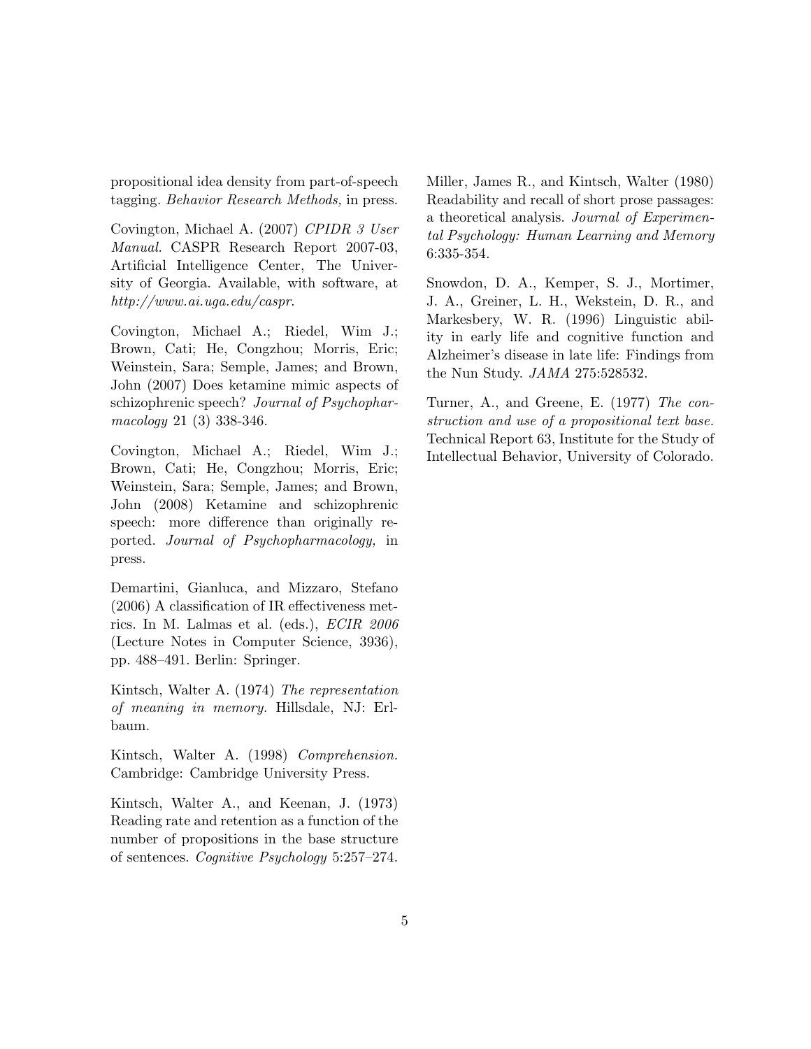propositional idea density from part-of-speech tagging. *Behavior Research Methods,* in press.

Covington, Michael A. (2007) *CPIDR 3 User Manual.* CASPR Research Report 2007-03, Artificial Intelligence Center, The University of Georgia. Available, with software, at *http://www.ai.uga.edu/caspr.*

Covington, Michael A.; Riedel, Wim J.; Brown, Cati; He, Congzhou; Morris, Eric; Weinstein, Sara; Semple, James; and Brown, John (2007) Does ketamine mimic aspects of schizophrenic speech? *Journal of Psychopharmacology* 21 (3) 338-346.

Covington, Michael A.; Riedel, Wim J.; Brown, Cati; He, Congzhou; Morris, Eric; Weinstein, Sara; Semple, James; and Brown, John (2008) Ketamine and schizophrenic speech: more difference than originally reported. *Journal of Psychopharmacology,* in press.

Demartini, Gianluca, and Mizzaro, Stefano (2006) A classification of IR effectiveness metrics. In M. Lalmas et al. (eds.), *ECIR 2006* (Lecture Notes in Computer Science, 3936), pp. 488–491. Berlin: Springer.

Kintsch, Walter A. (1974) *The representation of meaning in memory.* Hillsdale, NJ: Erlbaum.

Kintsch, Walter A. (1998) *Comprehension.* Cambridge: Cambridge University Press.

Kintsch, Walter A., and Keenan, J. (1973) Reading rate and retention as a function of the number of propositions in the base structure of sentences. *Cognitive Psychology* 5:257–274.

Miller, James R., and Kintsch, Walter (1980) Readability and recall of short prose passages: a theoretical analysis. *Journal of Experimental Psychology: Human Learning and Memory* 6:335-354.

Snowdon, D. A., Kemper, S. J., Mortimer, J. A., Greiner, L. H., Wekstein, D. R., and Markesbery, W. R. (1996) Linguistic ability in early life and cognitive function and Alzheimer's disease in late life: Findings from the Nun Study. *JAMA* 275:528532.

Turner, A., and Greene, E. (1977) *The construction and use of a propositional text base.* Technical Report 63, Institute for the Study of Intellectual Behavior, University of Colorado.